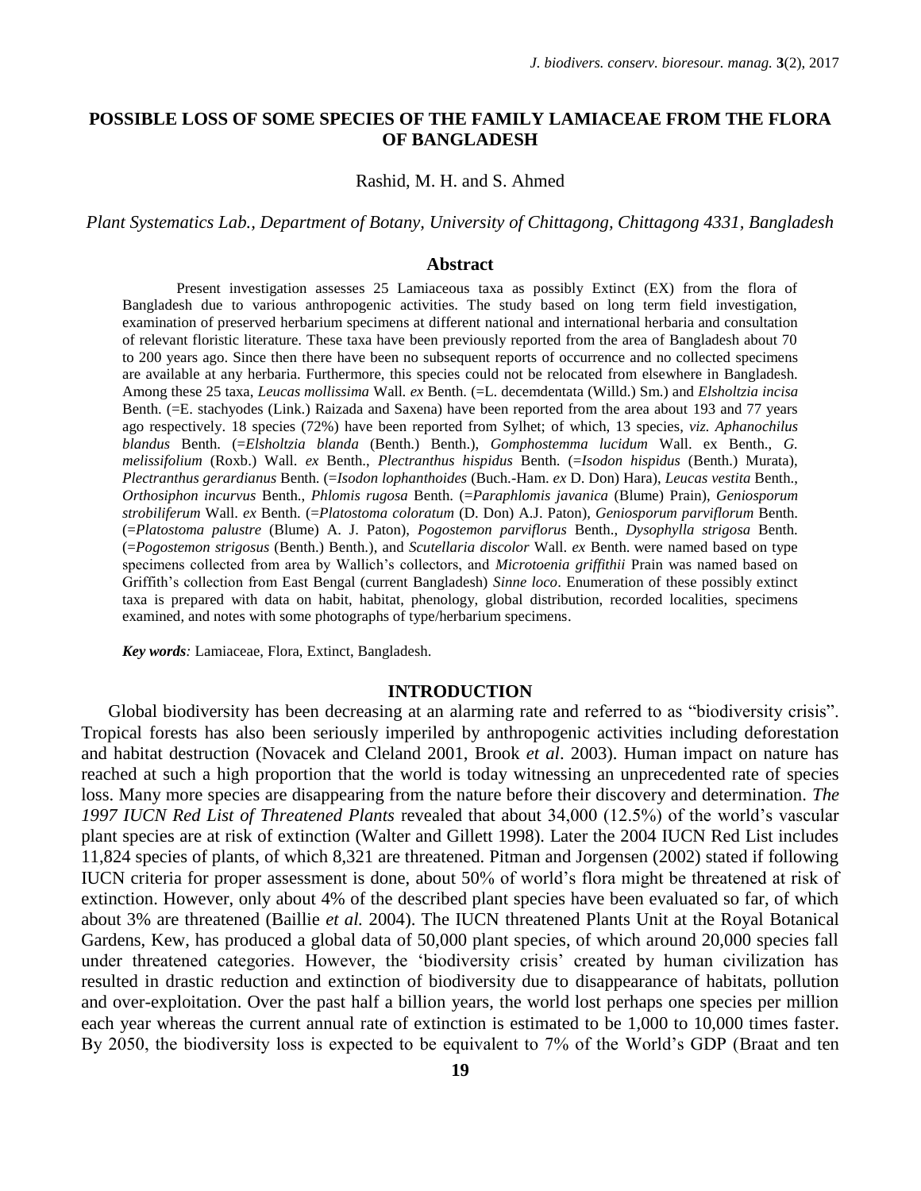# POSSIBLE LOSS OF SOME SPECIES OF THE FAMILY LAMIACEAE FROM THE FLORA OF BANGLADESH

Rashid, M. H. and S. Ahmed

*Plant Systematics Lab., Department of Botany, University of Chittagong, Chittagong 4331, Bangladesh*

## Abstract

Present investigation assesses 25 Lamiaceous taxa as possibly Extinct (EX) from the flora of Bangladesh due to various anthropogenic activities. The study based on long term field investigation, examination of preserved herbarium specimens at different national and international herbaria and consultation of relevant floristic literature. These taxa have been previously reported from the area of Bangladesh about 70 to 200 years ago. Since then there have been no subsequent reports of occurrence and no collected specimens are available at any herbaria. Furthermore, this species could not be relocated from elsewhere in Bangladesh. Among these 25 taxa, *Leucas mollissima* Wall. *ex* Benth. (=L. decemdentata (Willd.) Sm.) and *Elsholtzia incisa* Benth. (=E. stachyodes (Link.) Raizada and Saxena) have been reported from the area about 193 and 77 years ago respectively. 18 species (72%) have been reported from Sylhet; of which, 13 species, *viz. Aphanochilus blandus* Benth. (=*Elsholtzia blanda* (Benth.) Benth.), *Gomphostemma lucidum* Wall. ex Benth., *G. melissifolium* (Roxb.) Wall. *ex* Benth., *Plectranthus hispidus* Benth. (=*Isodon hispidus* (Benth.) Murata), *Plectranthus gerardianus* Benth. (=*Isodon lophanthoides* (Buch.-Ham. *ex* D. Don) Hara), *Leucas vestita* Benth., *Orthosiphon incurvus* Benth., *Phlomis rugosa* Benth. (=*Paraphlomis javanica* (Blume) Prain), *Geniosporum strobiliferum* Wall. *ex* Benth. (=*Platostoma coloratum* (D. Don) A.J. Paton), *Geniosporum parviflorum* Benth. (=*Platostoma palustre* (Blume) A. J. Paton), *Pogostemon parviflorus* Benth., *Dysophylla strigosa* Benth. (=*Pogostemon strigosus* (Benth.) Benth.), and *Scutellaria discolor* Wall. *ex* Benth. were named based on type specimens collected from area by Wallich's collectors, and *Microtoenia griffithii* Prain was named based on Griffith's collection from East Bengal (current Bangladesh) *Sinne loco*. Enumeration of these possibly extinct taxa is prepared with data on habit, habitat, phenology, global distribution, recorded localities, specimens examined, and notes with some photographs of type/herbarium specimens.

***Key words:*** Lamiaceae, Flora, Extinct, Bangladesh.

## INTRODUCTION

Global biodiversity has been decreasing at an alarming rate and referred to as "biodiversity crisis". Tropical forests has also been seriously imperiled by anthropogenic activities including deforestation and habitat destruction (Novacek and Cleland 2001, Brook *et al*. 2003). Human impact on nature has reached at such a high proportion that the world is today witnessing an unprecedented rate of species loss. Many more species are disappearing from the nature before their discovery and determination. *The 1997 IUCN Red List of Threatened Plants* revealed that about 34,000 (12.5%) of the world's vascular plant species are at risk of extinction (Walter and Gillett 1998). Later the 2004 IUCN Red List includes 11,824 species of plants, of which 8,321 are threatened. Pitman and Jorgensen (2002) stated if following IUCN criteria for proper assessment is done, about 50% of world's flora might be threatened at risk of extinction. However, only about 4% of the described plant species have been evaluated so far, of which about 3% are threatened (Baillie *et al.* 2004). The IUCN threatened Plants Unit at the Royal Botanical Gardens, Kew, has produced a global data of 50,000 plant species, of which around 20,000 species fall under threatened categories. However, the 'biodiversity crisis' created by human civilization has resulted in drastic reduction and extinction of biodiversity due to disappearance of habitats, pollution and over-exploitation. Over the past half a billion years, the world lost perhaps one species per million each year whereas the current annual rate of extinction is estimated to be 1,000 to 10,000 times faster. By 2050, the biodiversity loss is expected to be equivalent to 7% of the World's GDP (Braat and ten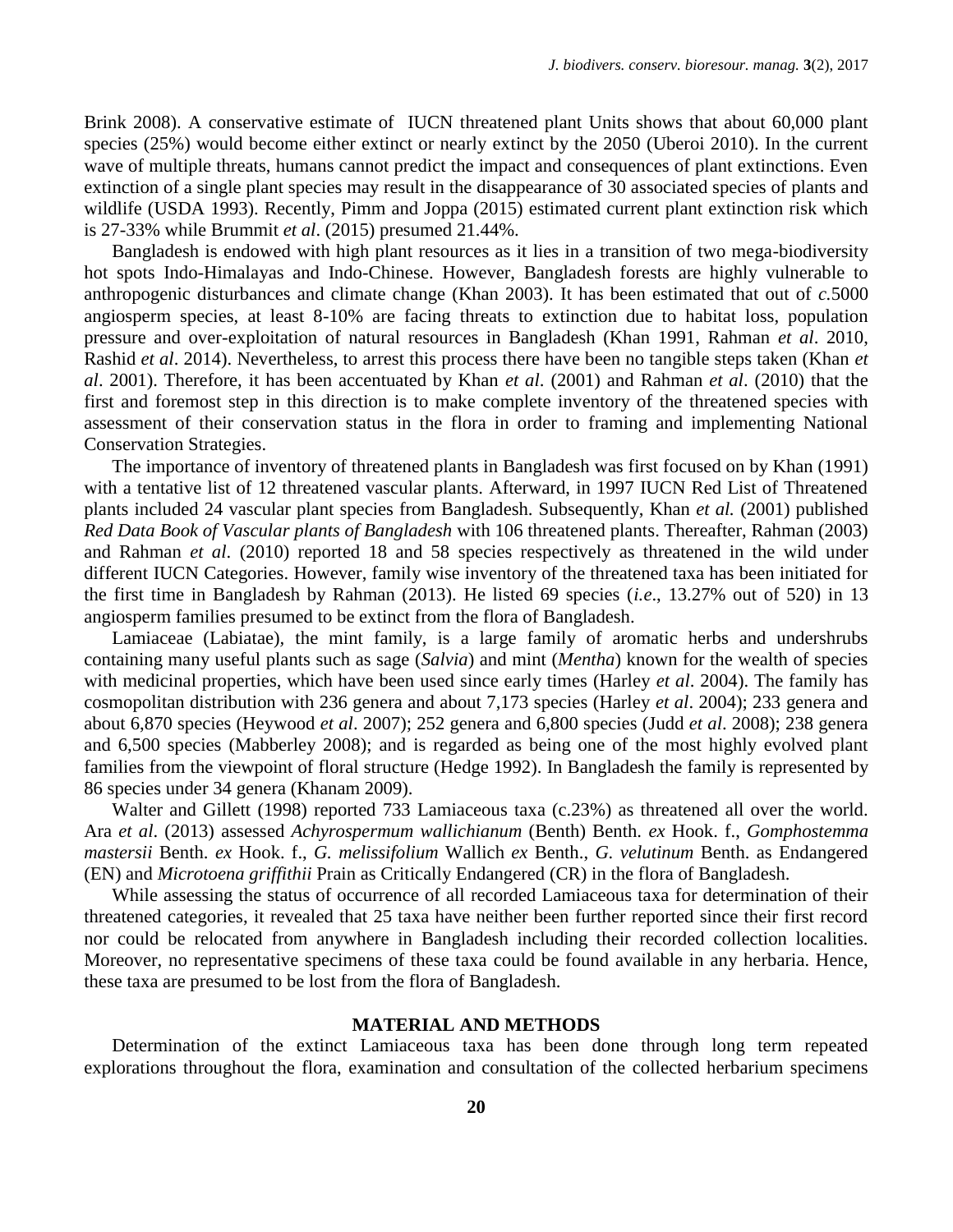Brink 2008). A conservative estimate of IUCN threatened plant Units shows that about 60,000 plant species (25%) would become either extinct or nearly extinct by the 2050 (Uberoi 2010). In the current wave of multiple threats, humans cannot predict the impact and consequences of plant extinctions. Even extinction of a single plant species may result in the disappearance of 30 associated species of plants and wildlife (USDA 1993). Recently, Pimm and Joppa (2015) estimated current plant extinction risk which is 27-33% while Brummit *et al*. (2015) presumed 21.44%.

Bangladesh is endowed with high plant resources as it lies in a transition of two mega-biodiversity hot spots Indo-Himalayas and Indo-Chinese. However, Bangladesh forests are highly vulnerable to anthropogenic disturbances and climate change (Khan 2003). It has been estimated that out of *c.*5000 angiosperm species, at least 8-10% are facing threats to extinction due to habitat loss, population pressure and over-exploitation of natural resources in Bangladesh (Khan 1991, Rahman *et al*. 2010, Rashid *et al*. 2014). Nevertheless, to arrest this process there have been no tangible steps taken (Khan *et al*. 2001). Therefore, it has been accentuated by Khan *et al*. (2001) and Rahman *et al*. (2010) that the first and foremost step in this direction is to make complete inventory of the threatened species with assessment of their conservation status in the flora in order to framing and implementing National Conservation Strategies.

The importance of inventory of threatened plants in Bangladesh was first focused on by Khan (1991) with a tentative list of 12 threatened vascular plants. Afterward, in 1997 IUCN Red List of Threatened plants included 24 vascular plant species from Bangladesh. Subsequently, Khan *et al.* (2001) published *Red Data Book of Vascular plants of Bangladesh* with 106 threatened plants. Thereafter, Rahman (2003) and Rahman *et al*. (2010) reported 18 and 58 species respectively as threatened in the wild under different IUCN Categories. However, family wise inventory of the threatened taxa has been initiated for the first time in Bangladesh by Rahman (2013). He listed 69 species (*i.e*., 13.27% out of 520) in 13 angiosperm families presumed to be extinct from the flora of Bangladesh.

Lamiaceae (Labiatae), the mint family, is a large family of aromatic herbs and undershrubs containing many useful plants such as sage (*Salvia*) and mint (*Mentha*) known for the wealth of species with medicinal properties, which have been used since early times (Harley *et al*. 2004). The family has cosmopolitan distribution with 236 genera and about 7,173 species (Harley *et al*. 2004); 233 genera and about 6,870 species (Heywood *et al*. 2007); 252 genera and 6,800 species (Judd *et al*. 2008); 238 genera and 6,500 species (Mabberley 2008); and is regarded as being one of the most highly evolved plant families from the viewpoint of floral structure (Hedge 1992). In Bangladesh the family is represented by 86 species under 34 genera (Khanam 2009).

Walter and Gillett (1998) reported 733 Lamiaceous taxa (c.23%) as threatened all over the world. Ara *et al*. (2013) assessed *Achyrospermum wallichianum* (Benth) Benth. *ex* Hook. f., *Gomphostemma mastersii* Benth. *ex* Hook. f., *G. melissifolium* Wallich *ex* Benth., *G. velutinum* Benth. as Endangered (EN) and *Microtoena griffithii* Prain as Critically Endangered (CR) in the flora of Bangladesh.

While assessing the status of occurrence of all recorded Lamiaceous taxa for determination of their threatened categories, it revealed that 25 taxa have neither been further reported since their first record nor could be relocated from anywhere in Bangladesh including their recorded collection localities. Moreover, no representative specimens of these taxa could be found available in any herbaria. Hence, these taxa are presumed to be lost from the flora of Bangladesh.

## MATERIAL AND METHODS

Determination of the extinct Lamiaceous taxa has been done through long term repeated explorations throughout the flora, examination and consultation of the collected herbarium specimens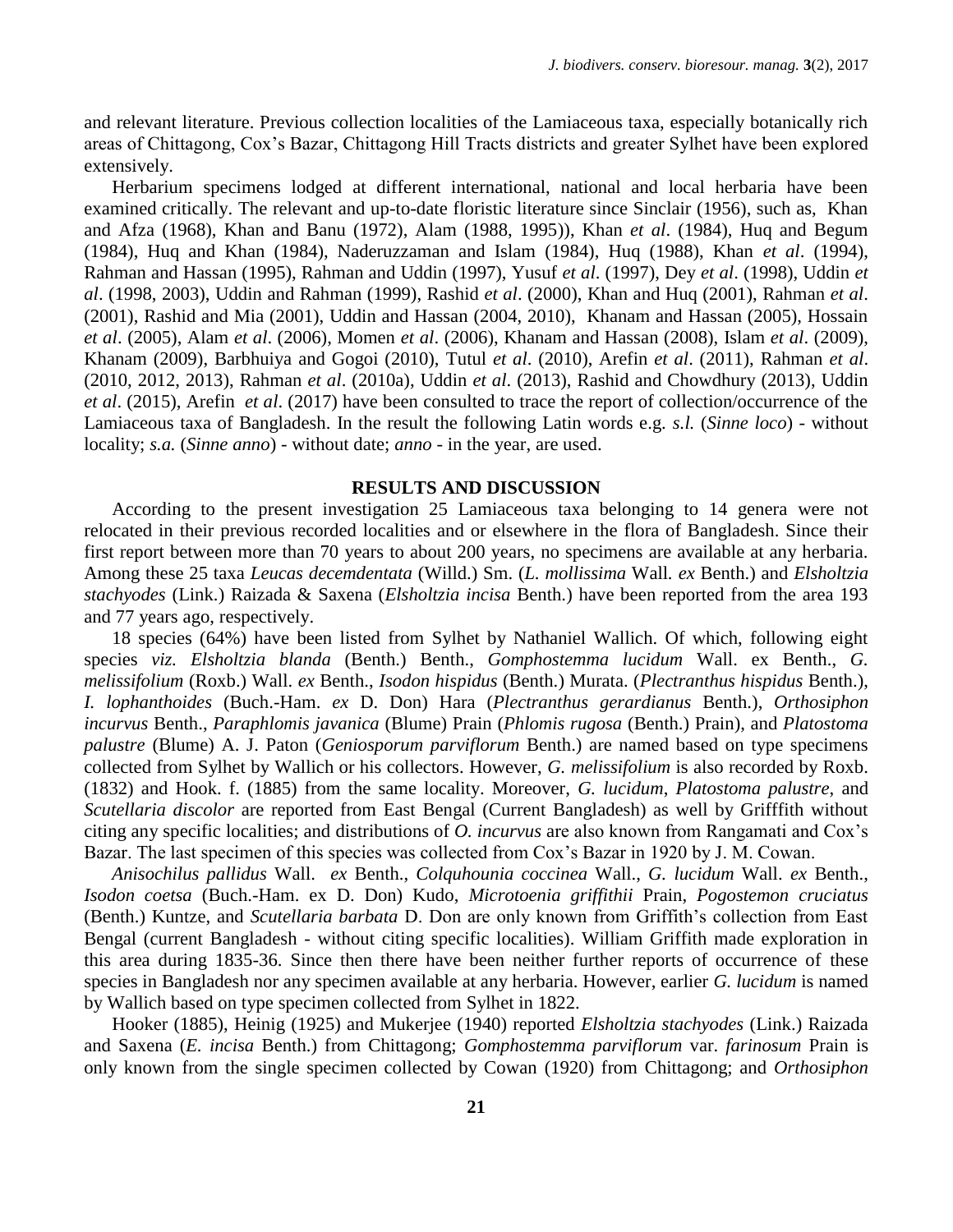and relevant literature. Previous collection localities of the Lamiaceous taxa, especially botanically rich areas of Chittagong, Cox's Bazar, Chittagong Hill Tracts districts and greater Sylhet have been explored extensively.

Herbarium specimens lodged at different international, national and local herbaria have been examined critically. The relevant and up-to-date floristic literature since Sinclair (1956), such as, Khan and Afza (1968), Khan and Banu (1972), Alam (1988, 1995)), Khan *et al*. (1984), Huq and Begum (1984), Huq and Khan (1984), Naderuzzaman and Islam (1984), Huq (1988), Khan *et al*. (1994), Rahman and Hassan (1995), Rahman and Uddin (1997), Yusuf *et al*. (1997), Dey *et al*. (1998), Uddin *et al*. (1998, 2003), Uddin and Rahman (1999), Rashid *et al*. (2000), Khan and Huq (2001), Rahman *et al*. (2001), Rashid and Mia (2001), Uddin and Hassan (2004, 2010), Khanam and Hassan (2005), Hossain *et al*. (2005), Alam *et al*. (2006), Momen *et al*. (2006), Khanam and Hassan (2008), Islam *et al*. (2009), Khanam (2009), Barbhuiya and Gogoi (2010), Tutul *et al*. (2010), Arefin *et al*. (2011), Rahman *et al*. (2010, 2012, 2013), Rahman *et al*. (2010a), Uddin *et al*. (2013), Rashid and Chowdhury (2013), Uddin *et al*. (2015), Arefin *et al*. (2017) have been consulted to trace the report of collection/occurrence of the Lamiaceous taxa of Bangladesh. In the result the following Latin words e.g. *s.l.* (*Sinne loco*) - without locality; *s.a.* (*Sinne anno*) - without date; *anno* - in the year, are used.

## RESULTS AND DISCUSSION

According to the present investigation 25 Lamiaceous taxa belonging to 14 genera were not relocated in their previous recorded localities and or elsewhere in the flora of Bangladesh. Since their first report between more than 70 years to about 200 years, no specimens are available at any herbaria. Among these 25 taxa *Leucas decemdentata* (Willd.) Sm. (*L. mollissima* Wall. *ex* Benth.) and *Elsholtzia stachyodes* (Link.) Raizada & Saxena (*Elsholtzia incisa* Benth.) have been reported from the area 193 and 77 years ago, respectively.

18 species (64%) have been listed from Sylhet by Nathaniel Wallich. Of which, following eight species *viz. Elsholtzia blanda* (Benth.) Benth., *Gomphostemma lucidum* Wall. ex Benth., *G. melissifolium* (Roxb.) Wall. *ex* Benth., *Isodon hispidus* (Benth.) Murata. (*Plectranthus hispidus* Benth.), *I. lophanthoides* (Buch.-Ham. *ex* D. Don) Hara (*Plectranthus gerardianus* Benth.), *Orthosiphon incurvus* Benth., *Paraphlomis javanica* (Blume) Prain (*Phlomis rugosa* (Benth.) Prain), and *Platostoma palustre* (Blume) A. J. Paton (*Geniosporum parviflorum* Benth.) are named based on type specimens collected from Sylhet by Wallich or his collectors. However, *G. melissifolium* is also recorded by Roxb. (1832) and Hook. f. (1885) from the same locality. Moreover, *G. lucidum*, *Platostoma palustre*, and *Scutellaria discolor* are reported from East Bengal (Current Bangladesh) as well by Grifffith without citing any specific localities; and distributions of *O. incurvus* are also known from Rangamati and Cox's Bazar. The last specimen of this species was collected from Cox's Bazar in 1920 by J. M. Cowan.

*Anisochilus pallidus* Wall. *ex* Benth., *Colquhounia coccinea* Wall., *G. lucidum* Wall. *ex* Benth., *Isodon coetsa* (Buch.-Ham. ex D. Don) Kudo, *Microtoenia griffithii* Prain, *Pogostemon cruciatus* (Benth.) Kuntze, and *Scutellaria barbata* D. Don are only known from Griffith's collection from East Bengal (current Bangladesh - without citing specific localities). William Griffith made exploration in this area during 1835-36. Since then there have been neither further reports of occurrence of these species in Bangladesh nor any specimen available at any herbaria. However, earlier *G. lucidum* is named by Wallich based on type specimen collected from Sylhet in 1822.

Hooker (1885), Heinig (1925) and Mukerjee (1940) reported *Elsholtzia stachyodes* (Link.) Raizada and Saxena (*E. incisa* Benth.) from Chittagong; *Gomphostemma parviflorum* var. *farinosum* Prain is only known from the single specimen collected by Cowan (1920) from Chittagong; and *Orthosiphon*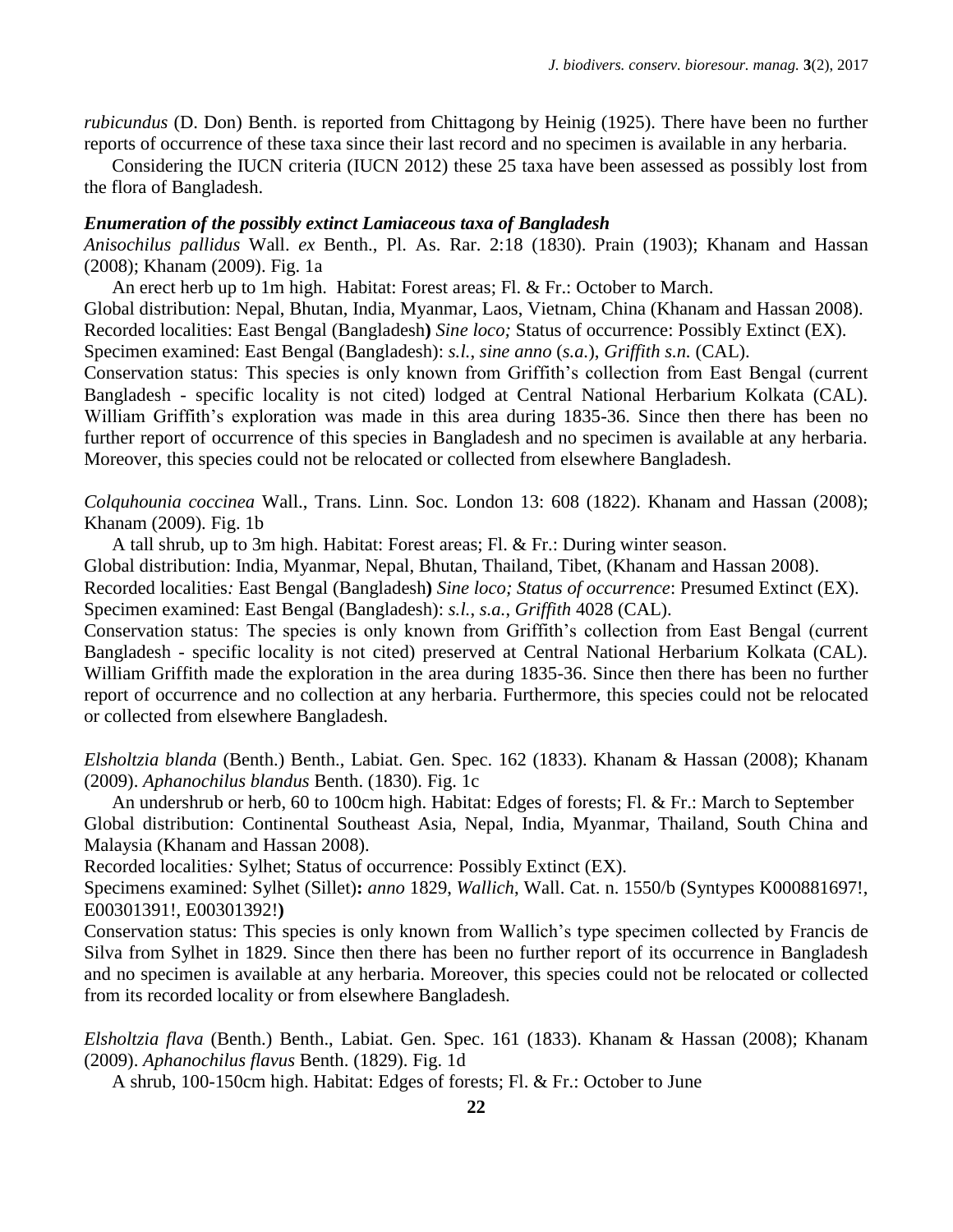*rubicundus* (D. Don) Benth. is reported from Chittagong by Heinig (1925). There have been no further reports of occurrence of these taxa since their last record and no specimen is available in any herbaria.

Considering the IUCN criteria (IUCN 2012) these 25 taxa have been assessed as possibly lost from the flora of Bangladesh.

### *Enumeration of the possibly extinct Lamiaceous taxa of Bangladesh*

*Anisochilus pallidus* Wall. *ex* Benth., Pl. As. Rar. 2:18 (1830). Prain (1903); Khanam and Hassan (2008); Khanam (2009). Fig. 1a

An erect herb up to 1m high. Habitat: Forest areas; Fl. & Fr.: October to March.

Global distribution: Nepal, Bhutan, India, Myanmar, Laos, Vietnam, China (Khanam and Hassan 2008).

Recorded localities: East Bengal (Bangladesh**)** *Sine loco;* Status of occurrence: Possibly Extinct (EX).

Specimen examined: East Bengal (Bangladesh): *s.l., sine anno* (*s.a.*), *Griffith s.n.* (CAL).

Conservation status: This species is only known from Griffith's collection from East Bengal (current Bangladesh - specific locality is not cited) lodged at Central National Herbarium Kolkata (CAL). William Griffith's exploration was made in this area during 1835-36. Since then there has been no further report of occurrence of this species in Bangladesh and no specimen is available at any herbaria. Moreover, this species could not be relocated or collected from elsewhere Bangladesh.

*Colquhounia coccinea* Wall., Trans. Linn. Soc. London 13: 608 (1822). Khanam and Hassan (2008); Khanam (2009). Fig. 1b

A tall shrub, up to 3m high. Habitat: Forest areas; Fl. & Fr.: During winter season.

Global distribution: India, Myanmar, Nepal, Bhutan, Thailand, Tibet, (Khanam and Hassan 2008).

Recorded localities*:* East Bengal (Bangladesh**)** *Sine loco; Status of occurrence*: Presumed Extinct (EX).

Specimen examined: East Bengal (Bangladesh): *s.l., s.a., Griffith* 4028 (CAL).

Conservation status: The species is only known from Griffith's collection from East Bengal (current Bangladesh - specific locality is not cited) preserved at Central National Herbarium Kolkata (CAL). William Griffith made the exploration in the area during 1835-36. Since then there has been no further report of occurrence and no collection at any herbaria. Furthermore, this species could not be relocated or collected from elsewhere Bangladesh.

*Elsholtzia blanda* (Benth.) Benth., Labiat. Gen. Spec. 162 (1833). Khanam & Hassan (2008); Khanam (2009). *Aphanochilus blandus* Benth. (1830). Fig. 1c

An undershrub or herb, 60 to 100cm high. Habitat: Edges of forests; Fl. & Fr.: March to September

Global distribution: Continental Southeast Asia, Nepal, India, Myanmar, Thailand, South China and Malaysia (Khanam and Hassan 2008).

Recorded localities*:* Sylhet; Status of occurrence: Possibly Extinct (EX).

Specimens examined: Sylhet (Sillet)**:** *anno* 1829, *Wallich*, Wall. Cat. n. 1550/b (Syntypes K000881697!, E00301391!, E00301392!**)**

Conservation status: This species is only known from Wallich's type specimen collected by Francis de Silva from Sylhet in 1829. Since then there has been no further report of its occurrence in Bangladesh and no specimen is available at any herbaria. Moreover, this species could not be relocated or collected from its recorded locality or from elsewhere Bangladesh.

*Elsholtzia flava* (Benth.) Benth., Labiat. Gen. Spec. 161 (1833). Khanam & Hassan (2008); Khanam (2009). *Aphanochilus flavus* Benth. (1829). Fig. 1d

A shrub, 100-150cm high. Habitat: Edges of forests; Fl. & Fr.: October to June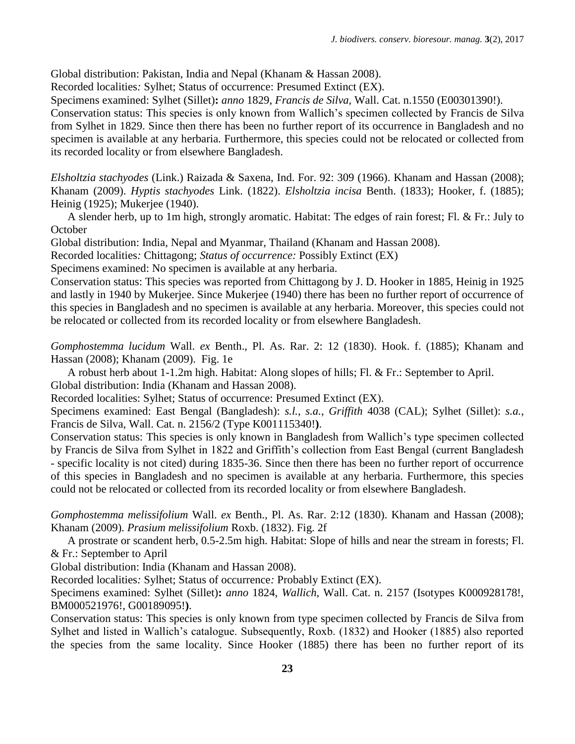Global distribution: Pakistan, India and Nepal (Khanam & Hassan 2008).

Recorded localities*:* Sylhet; Status of occurrence: Presumed Extinct (EX).

Specimens examined: Sylhet (Sillet)**:** *anno* 1829, *Francis de Silva*, Wall. Cat. n.1550 (E00301390!).

Conservation status: This species is only known from Wallich's specimen collected by Francis de Silva from Sylhet in 1829. Since then there has been no further report of its occurrence in Bangladesh and no specimen is available at any herbaria. Furthermore, this species could not be relocated or collected from its recorded locality or from elsewhere Bangladesh.

*Elsholtzia stachyodes* (Link.) Raizada & Saxena, Ind. For. 92: 309 (1966). Khanam and Hassan (2008); Khanam (2009). *Hyptis stachyodes* Link. (1822). *Elsholtzia incisa* Benth. (1833); Hooker, f. (1885); Heinig (1925); Mukerjee (1940).

A slender herb, up to 1m high, strongly aromatic. Habitat: The edges of rain forest; Fl. & Fr.: July to October

Global distribution: India, Nepal and Myanmar, Thailand (Khanam and Hassan 2008).

Recorded localities*:* Chittagong; *Status of occurrence:* Possibly Extinct (EX)

Specimens examined: No specimen is available at any herbaria.

Conservation status: This species was reported from Chittagong by J. D. Hooker in 1885, Heinig in 1925 and lastly in 1940 by Mukerjee. Since Mukerjee (1940) there has been no further report of occurrence of this species in Bangladesh and no specimen is available at any herbaria. Moreover, this species could not be relocated or collected from its recorded locality or from elsewhere Bangladesh.

*Gomphostemma lucidum* Wall. *ex* Benth., Pl. As. Rar. 2: 12 (1830). Hook. f. (1885); Khanam and Hassan (2008); Khanam (2009). Fig. 1e

A robust herb about 1-1.2m high. Habitat: Along slopes of hills; Fl. & Fr.: September to April.

Global distribution: India (Khanam and Hassan 2008).

Recorded localities: Sylhet; Status of occurrence: Presumed Extinct (EX).

Specimens examined: East Bengal (Bangladesh): *s.l.*, *s.a.*, *Griffith* 4038 (CAL); Sylhet (Sillet): *s.a.*, Francis de Silva, Wall. Cat. n. 2156/2 (Type K001115340!**)**.

Conservation status: This species is only known in Bangladesh from Wallich's type specimen collected by Francis de Silva from Sylhet in 1822 and Griffith's collection from East Bengal (current Bangladesh - specific locality is not cited) during 1835-36. Since then there has been no further report of occurrence of this species in Bangladesh and no specimen is available at any herbaria. Furthermore, this species could not be relocated or collected from its recorded locality or from elsewhere Bangladesh.

*Gomphostemma melissifolium* Wall. *ex* Benth., Pl. As. Rar. 2:12 (1830). Khanam and Hassan (2008); Khanam (2009). *Prasium melissifolium* Roxb. (1832). Fig. 2f

A prostrate or scandent herb, 0.5-2.5m high. Habitat: Slope of hills and near the stream in forests; Fl. & Fr.: September to April

Global distribution: India (Khanam and Hassan 2008).

Recorded localities*:* Sylhet; Status of occurrence*:* Probably Extinct (EX).

Specimens examined: Sylhet (Sillet)**:** *anno* 1824, *Wallich*, Wall. Cat. n. 2157 (Isotypes K000928178!, BM000521976!, G00189095!**)**.

Conservation status: This species is only known from type specimen collected by Francis de Silva from Sylhet and listed in Wallich's catalogue. Subsequently, Roxb. (1832) and Hooker (1885) also reported the species from the same locality. Since Hooker (1885) there has been no further report of its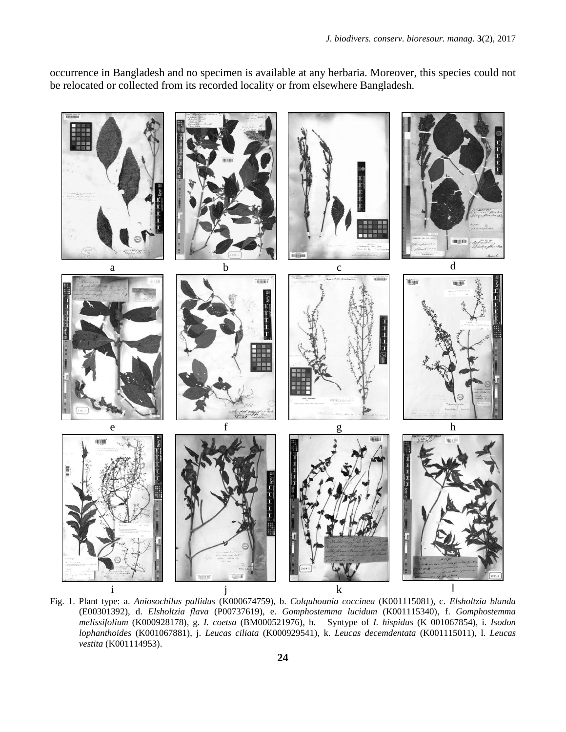occurrence in Bangladesh and no specimen is available at any herbaria. Moreover, this species could not be relocated or collected from its recorded locality or from elsewhere Bangladesh.

Fig. 1. Plant type: a. *Aniosochilus pallidus* (K000674759), b. *Colquhounia coccinea* (K001115081), c. *Elsholtzia blanda* (E00301392), d. *Elsholtzia flava* (P00737619), e. *Gomphostemma lucidum* (K001115340), f. *Gomphostemma melissifolium* (K000928178), g. *I. coetsa* (BM000521976), h. Syntype of *I. hispidus* (K 001067854), i. *Isodon lophanthoides* (K001067881), j. *Leucas ciliata* (K000929541), k. *Leucas decemdentata* (K001115011), l. *Leucas vestita* (K001114953).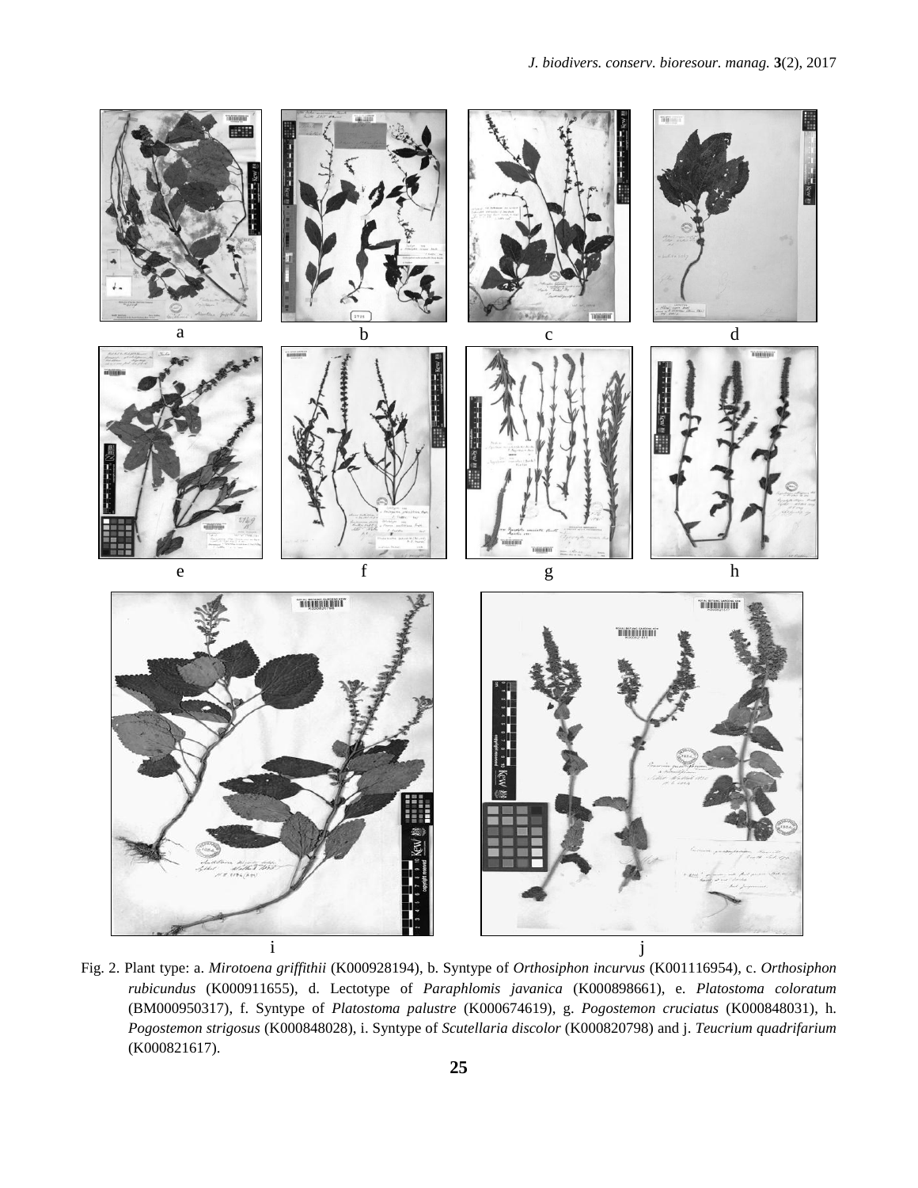Fig. 2. Plant type: a. *Mirotoena griffithii* (K000928194), b. Syntype of *Orthosiphon incurvus* (K001116954), c. *Orthosiphon rubicundus* (K000911655), d. Lectotype of *Paraphlomis javanica* (K000898661), e. *Platostoma coloratum* (BM000950317), f. Syntype of *Platostoma palustre* (K000674619), g. *Pogostemon cruciatus* (K000848031), h. *Pogostemon strigosus* (K000848028), i. Syntype of *Scutellaria discolor* (K000820798) and j. *Teucrium quadrifarium* (K000821617).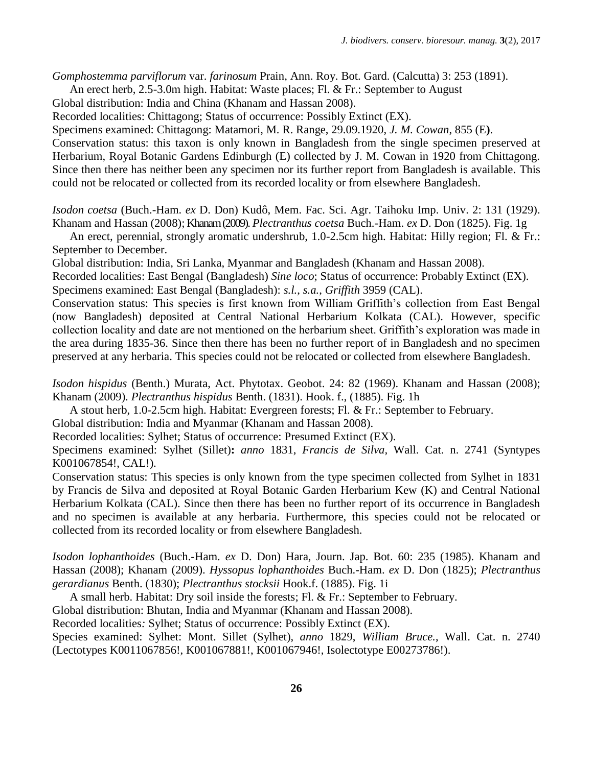*Gomphostemma parviflorum* var. *farinosum* Prain, Ann. Roy. Bot. Gard. (Calcutta) 3: 253 (1891).

An erect herb, 2.5-3.0m high. Habitat: Waste places; Fl. & Fr.: September to August

Global distribution: India and China (Khanam and Hassan 2008).

Recorded localities: Chittagong; Status of occurrence: Possibly Extinct (EX).

Specimens examined: Chittagong: Matamori, M. R. Range, 29.09.1920, *J. M. Cowan*, 855 (E**)**.

Conservation status: this taxon is only known in Bangladesh from the single specimen preserved at Herbarium, Royal Botanic Gardens Edinburgh (E) collected by J. M. Cowan in 1920 from Chittagong. Since then there has neither been any specimen nor its further report from Bangladesh is available. This could not be relocated or collected from its recorded locality or from elsewhere Bangladesh.

*Isodon coetsa* (Buch.-Ham. *ex* D. Don) Kudô, Mem. Fac. Sci. Agr. Taihoku Imp. Univ. 2: 131 (1929). Khanam and Hassan (2008); Khanam (2009). *Plectranthus coetsa* Buch.-Ham. *ex* D. Don (1825). Fig. 1g

An erect, perennial, strongly aromatic undershrub, 1.0-2.5cm high. Habitat: Hilly region; Fl. & Fr.: September to December.

Global distribution: India, Sri Lanka, Myanmar and Bangladesh (Khanam and Hassan 2008).

Recorded localities: East Bengal (Bangladesh) *Sine loco*; Status of occurrence: Probably Extinct (EX).

Specimens examined: East Bengal (Bangladesh): *s.l.*, *s.a.*, *Griffith* 3959 (CAL).

Conservation status: This species is first known from William Griffith's collection from East Bengal (now Bangladesh) deposited at Central National Herbarium Kolkata (CAL). However, specific collection locality and date are not mentioned on the herbarium sheet. Griffith's exploration was made in the area during 1835-36. Since then there has been no further report of in Bangladesh and no specimen preserved at any herbaria. This species could not be relocated or collected from elsewhere Bangladesh.

*Isodon hispidus* (Benth.) Murata, Act. Phytotax. Geobot. 24: 82 (1969). Khanam and Hassan (2008); Khanam (2009). *Plectranthus hispidus* Benth. (1831). Hook. f., (1885). Fig. 1h

A stout herb, 1.0-2.5cm high. Habitat: Evergreen forests; Fl. & Fr.: September to February.

Global distribution: India and Myanmar (Khanam and Hassan 2008).

Recorded localities: Sylhet; Status of occurrence: Presumed Extinct (EX).

Specimens examined: Sylhet (Sillet)**:** *anno* 1831, *Francis de Silva*, Wall. Cat. n. 2741 (Syntypes K001067854!, CAL!).

Conservation status: This species is only known from the type specimen collected from Sylhet in 1831 by Francis de Silva and deposited at Royal Botanic Garden Herbarium Kew (K) and Central National Herbarium Kolkata (CAL). Since then there has been no further report of its occurrence in Bangladesh and no specimen is available at any herbaria. Furthermore, this species could not be relocated or collected from its recorded locality or from elsewhere Bangladesh.

*Isodon lophanthoides* (Buch.-Ham. *ex* D. Don) Hara, Journ. Jap. Bot. 60: 235 (1985). Khanam and Hassan (2008); Khanam (2009). *Hyssopus lophanthoides* Buch.-Ham. *ex* D. Don (1825); *Plectranthus gerardianus* Benth. (1830); *Plectranthus stocksii* Hook.f. (1885). Fig. 1i

A small herb. Habitat: Dry soil inside the forests; Fl. & Fr.: September to February.

Global distribution: Bhutan, India and Myanmar (Khanam and Hassan 2008).

Recorded localities*:* Sylhet; Status of occurrence: Possibly Extinct (EX).

Species examined: Sylhet: Mont. Sillet (Sylhet), *anno* 1829, *William Bruce.*, Wall. Cat. n. 2740 (Lectotypes K0011067856!, K001067881!, K001067946!, Isolectotype E00273786!).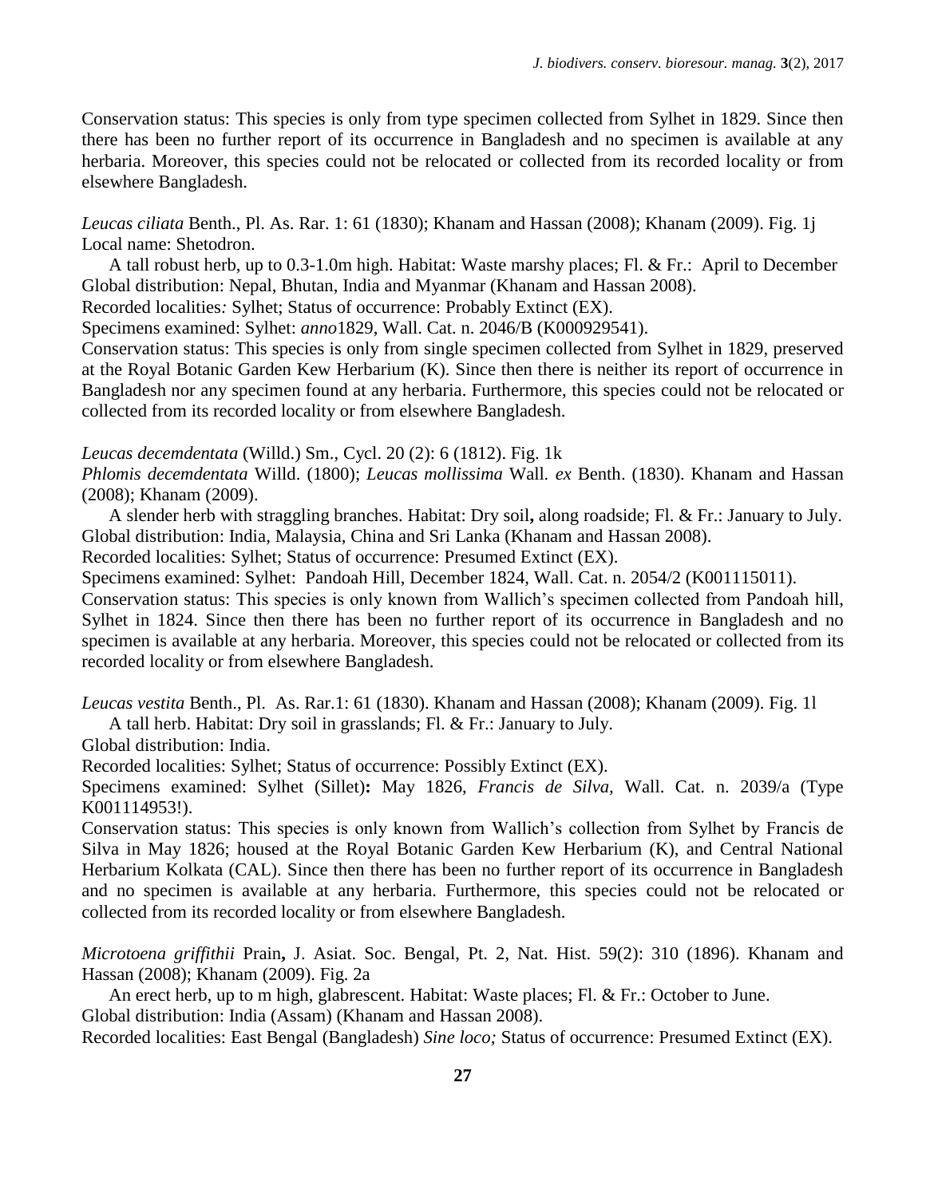Conservation status: This species is only from type specimen collected from Sylhet in 1829. Since then there has been no further report of its occurrence in Bangladesh and no specimen is available at any herbaria. Moreover, this species could not be relocated or collected from its recorded locality or from elsewhere Bangladesh.

*Leucas ciliata* Benth., Pl. As. Rar. 1: 61 (1830); Khanam and Hassan (2008); Khanam (2009). Fig. 1j
Local name: Shetodron.

A tall robust herb, up to 0.3-1.0m high. Habitat: Waste marshy places; Fl. & Fr.: April to December
Global distribution: Nepal, Bhutan, India and Myanmar (Khanam and Hassan 2008).
Recorded localities*:* Sylhet; Status of occurrence: Probably Extinct (EX).
Specimens examined: Sylhet: *anno*1829, Wall. Cat. n. 2046/B (K000929541).
Conservation status: This species is only from single specimen collected from Sylhet in 1829, preserved at the Royal Botanic Garden Kew Herbarium (K). Since then there is neither its report of occurrence in Bangladesh nor any specimen found at any herbaria. Furthermore, this species could not be relocated or collected from its recorded locality or from elsewhere Bangladesh.

*Leucas decemdentata* (Willd.) Sm., Cycl. 20 (2): 6 (1812). Fig. 1k
*Phlomis decemdentata* Willd. (1800); *Leucas mollissima* Wall. *ex* Benth. (1830). Khanam and Hassan (2008); Khanam (2009).

A slender herb with straggling branches. Habitat: Dry soil**,** along roadside; Fl. & Fr.: January to July.
Global distribution: India, Malaysia, China and Sri Lanka (Khanam and Hassan 2008).
Recorded localities: Sylhet; Status of occurrence: Presumed Extinct (EX).
Specimens examined: Sylhet: Pandoah Hill, December 1824, Wall. Cat. n. 2054/2 (K001115011).
Conservation status: This species is only known from Wallich's specimen collected from Pandoah hill, Sylhet in 1824. Since then there has been no further report of its occurrence in Bangladesh and no specimen is available at any herbaria. Moreover, this species could not be relocated or collected from its recorded locality or from elsewhere Bangladesh.

*Leucas vestita* Benth., Pl. As. Rar.1: 61 (1830). Khanam and Hassan (2008); Khanam (2009). Fig. 1l

A tall herb. Habitat: Dry soil in grasslands; Fl. & Fr.: January to July.
Global distribution: India.
Recorded localities: Sylhet; Status of occurrence: Possibly Extinct (EX).
Specimens examined: Sylhet (Sillet)**:** May 1826, *Francis de Silva,* Wall. Cat. n. 2039/a (Type K001114953!).
Conservation status: This species is only known from Wallich's collection from Sylhet by Francis de Silva in May 1826; housed at the Royal Botanic Garden Kew Herbarium (K), and Central National Herbarium Kolkata (CAL). Since then there has been no further report of its occurrence in Bangladesh and no specimen is available at any herbaria. Furthermore, this species could not be relocated or collected from its recorded locality or from elsewhere Bangladesh.

*Microtoena griffithii* Prain**,** J. Asiat. Soc. Bengal, Pt. 2, Nat. Hist. 59(2): 310 (1896). Khanam and Hassan (2008); Khanam (2009). Fig. 2a

An erect herb, up to m high, glabrescent. Habitat: Waste places; Fl. & Fr.: October to June.
Global distribution: India (Assam) (Khanam and Hassan 2008).
Recorded localities: East Bengal (Bangladesh) *Sine loco;* Status of occurrence: Presumed Extinct (EX).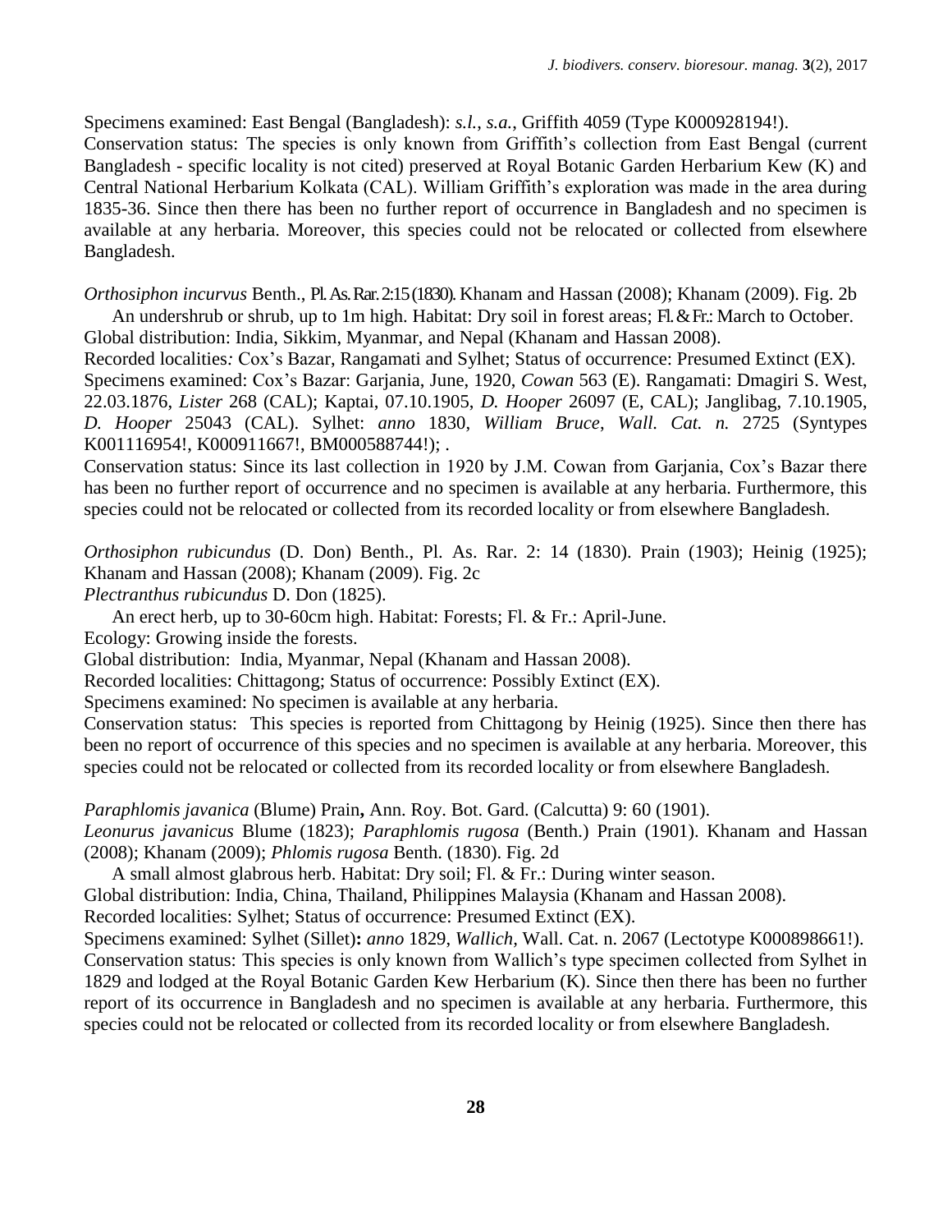Specimens examined: East Bengal (Bangladesh): *s.l.*, *s.a.*, Griffith 4059 (Type K000928194!).
Conservation status: The species is only known from Griffith's collection from East Bengal (current Bangladesh - specific locality is not cited) preserved at Royal Botanic Garden Herbarium Kew (K) and Central National Herbarium Kolkata (CAL). William Griffith's exploration was made in the area during 1835-36. Since then there has been no further report of occurrence in Bangladesh and no specimen is available at any herbaria. Moreover, this species could not be relocated or collected from elsewhere Bangladesh.

*Orthosiphon incurvus* Benth., Pl. As. Rar. 2:15 (1830). Khanam and Hassan (2008); Khanam (2009). Fig. 2b

An undershrub or shrub, up to 1m high. Habitat: Dry soil in forest areas; Fl. & Fr.: March to October.
Global distribution: India, Sikkim, Myanmar, and Nepal (Khanam and Hassan 2008).
Recorded localities*:* Cox's Bazar, Rangamati and Sylhet; Status of occurrence: Presumed Extinct (EX).
Specimens examined: Cox's Bazar: Garjania, June, 1920, *Cowan* 563 (E). Rangamati: Dmagiri S. West, 22.03.1876, *Lister* 268 (CAL); Kaptai, 07.10.1905, *D. Hooper* 26097 (E, CAL); Janglibag, 7.10.1905, *D. Hooper* 25043 (CAL). Sylhet: *anno* 1830, *William Bruce*, *Wall. Cat. n.* 2725 (Syntypes K001116954!, K000911667!, BM000588744!); .
Conservation status: Since its last collection in 1920 by J.M. Cowan from Garjania, Cox's Bazar there has been no further report of occurrence and no specimen is available at any herbaria. Furthermore, this species could not be relocated or collected from its recorded locality or from elsewhere Bangladesh.

*Orthosiphon rubicundus* (D. Don) Benth., Pl. As. Rar. 2: 14 (1830). Prain (1903); Heinig (1925); Khanam and Hassan (2008); Khanam (2009). Fig. 2c
*Plectranthus rubicundus* D. Don (1825).

An erect herb, up to 30-60cm high. Habitat: Forests; Fl. & Fr.: April-June.
Ecology: Growing inside the forests.
Global distribution: India, Myanmar, Nepal (Khanam and Hassan 2008).
Recorded localities: Chittagong; Status of occurrence: Possibly Extinct (EX).
Specimens examined: No specimen is available at any herbaria.
Conservation status: This species is reported from Chittagong by Heinig (1925). Since then there has been no report of occurrence of this species and no specimen is available at any herbaria. Moreover, this species could not be relocated or collected from its recorded locality or from elsewhere Bangladesh.

*Paraphlomis javanica* (Blume) Prain**,** Ann. Roy. Bot. Gard. (Calcutta) 9: 60 (1901).
*Leonurus javanicus* Blume (1823); *Paraphlomis rugosa* (Benth.) Prain (1901). Khanam and Hassan (2008); Khanam (2009); *Phlomis rugosa* Benth. (1830). Fig. 2d

A small almost glabrous herb. Habitat: Dry soil; Fl. & Fr.: During winter season.
Global distribution: India, China, Thailand, Philippines Malaysia (Khanam and Hassan 2008).
Recorded localities: Sylhet; Status of occurrence: Presumed Extinct (EX).
Specimens examined: Sylhet (Sillet)**:** *anno* 1829, *Wallich*, Wall. Cat. n. 2067 (Lectotype K000898661!).
Conservation status: This species is only known from Wallich's type specimen collected from Sylhet in 1829 and lodged at the Royal Botanic Garden Kew Herbarium (K). Since then there has been no further report of its occurrence in Bangladesh and no specimen is available at any herbaria. Furthermore, this species could not be relocated or collected from its recorded locality or from elsewhere Bangladesh.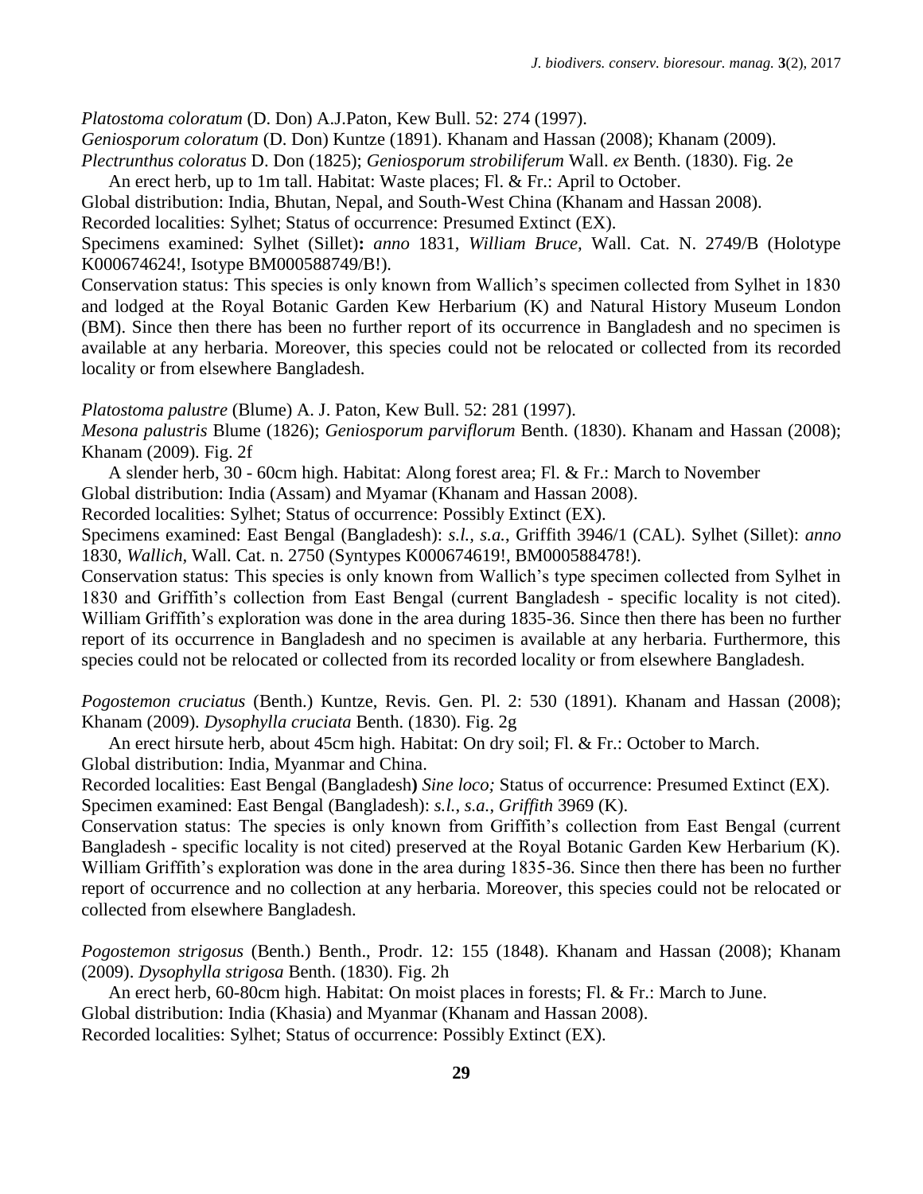*Platostoma coloratum* (D. Don) A.J.Paton, Kew Bull. 52: 274 (1997).

*Geniosporum coloratum* (D. Don) Kuntze (1891). Khanam and Hassan (2008); Khanam (2009).

*Plectrunthus coloratus* D. Don (1825); *Geniosporum strobiliferum* Wall. *ex* Benth. (1830). Fig. 2e

An erect herb, up to 1m tall. Habitat: Waste places; Fl. & Fr.: April to October.

Global distribution: India, Bhutan, Nepal, and South-West China (Khanam and Hassan 2008).

Recorded localities: Sylhet; Status of occurrence: Presumed Extinct (EX).

Specimens examined: Sylhet (Sillet)**:** *anno* 1831, *William Bruce,* Wall. Cat. N. 2749/B (Holotype K000674624!, Isotype BM000588749/B!).

Conservation status: This species is only known from Wallich's specimen collected from Sylhet in 1830 and lodged at the Royal Botanic Garden Kew Herbarium (K) and Natural History Museum London (BM). Since then there has been no further report of its occurrence in Bangladesh and no specimen is available at any herbaria. Moreover, this species could not be relocated or collected from its recorded locality or from elsewhere Bangladesh.

*Platostoma palustre* (Blume) A. J. Paton, Kew Bull. 52: 281 (1997).

*Mesona palustris* Blume (1826); *Geniosporum parviflorum* Benth. (1830). Khanam and Hassan (2008); Khanam (2009). Fig. 2f

A slender herb, 30 - 60cm high. Habitat: Along forest area; Fl. & Fr.: March to November

Global distribution: India (Assam) and Myamar (Khanam and Hassan 2008).

Recorded localities: Sylhet; Status of occurrence: Possibly Extinct (EX).

Specimens examined: East Bengal (Bangladesh): *s.l., s.a.*, Griffith 3946/1 (CAL). Sylhet (Sillet): *anno* 1830, *Wallich,* Wall. Cat. n. 2750 (Syntypes K000674619!, BM000588478!).

Conservation status: This species is only known from Wallich's type specimen collected from Sylhet in 1830 and Griffith's collection from East Bengal (current Bangladesh - specific locality is not cited). William Griffith's exploration was done in the area during 1835-36. Since then there has been no further report of its occurrence in Bangladesh and no specimen is available at any herbaria. Furthermore, this species could not be relocated or collected from its recorded locality or from elsewhere Bangladesh.

*Pogostemon cruciatus* (Benth.) Kuntze, Revis. Gen. Pl. 2: 530 (1891). Khanam and Hassan (2008); Khanam (2009). *Dysophylla cruciata* Benth. (1830). Fig. 2g

An erect hirsute herb, about 45cm high. Habitat: On dry soil; Fl. & Fr.: October to March.

Global distribution: India, Myanmar and China.

Recorded localities: East Bengal (Bangladesh**)** *Sine loco;* Status of occurrence: Presumed Extinct (EX).

Specimen examined: East Bengal (Bangladesh): *s.l.*, *s.a.*, *Griffith* 3969 (K).

Conservation status: The species is only known from Griffith's collection from East Bengal (current Bangladesh - specific locality is not cited) preserved at the Royal Botanic Garden Kew Herbarium (K). William Griffith's exploration was done in the area during 1835-36. Since then there has been no further report of occurrence and no collection at any herbaria. Moreover, this species could not be relocated or collected from elsewhere Bangladesh.

*Pogostemon strigosus* (Benth.) Benth., Prodr. 12: 155 (1848). Khanam and Hassan (2008); Khanam (2009). *Dysophylla strigosa* Benth. (1830). Fig. 2h

An erect herb, 60-80cm high. Habitat: On moist places in forests; Fl. & Fr.: March to June.

Global distribution: India (Khasia) and Myanmar (Khanam and Hassan 2008).

Recorded localities: Sylhet; Status of occurrence: Possibly Extinct (EX).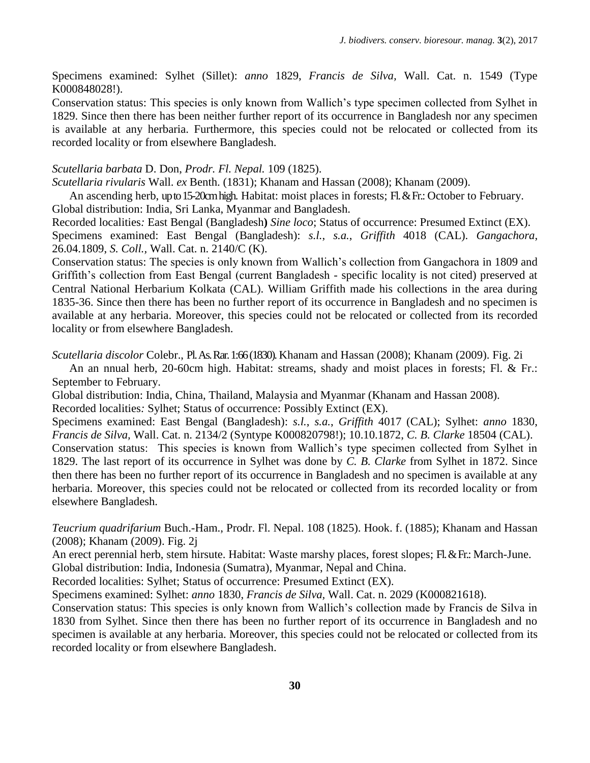Specimens examined: Sylhet (Sillet): *anno* 1829, *Francis de Silva,* Wall. Cat. n. 1549 (Type K000848028!).

Conservation status: This species is only known from Wallich's type specimen collected from Sylhet in 1829. Since then there has been neither further report of its occurrence in Bangladesh nor any specimen is available at any herbaria. Furthermore, this species could not be relocated or collected from its recorded locality or from elsewhere Bangladesh.

*Scutellaria barbata* D. Don, *Prodr. Fl. Nepal.* 109 (1825).

*Scutellaria rivularis* Wall. *ex* Benth. (1831); Khanam and Hassan (2008); Khanam (2009).

An ascending herb, up to 15-20cm high. Habitat: moist places in forests; Fl. & Fr.: October to February.

Global distribution: India, Sri Lanka, Myanmar and Bangladesh.

Recorded localities*:* East Bengal (Bangladesh**)** *Sine loco*; Status of occurrence: Presumed Extinct (EX).

Specimens examined: East Bengal (Bangladesh): *s.l.*, *s.a.*, *Griffith* 4018 (CAL). *Gangachora*, 26.04.1809, *S. Coll.,* Wall. Cat. n. 2140/C (K).

Conservation status: The species is only known from Wallich's collection from Gangachora in 1809 and Griffith's collection from East Bengal (current Bangladesh - specific locality is not cited) preserved at Central National Herbarium Kolkata (CAL). William Griffith made his collections in the area during 1835-36. Since then there has been no further report of its occurrence in Bangladesh and no specimen is available at any herbaria. Moreover, this species could not be relocated or collected from its recorded locality or from elsewhere Bangladesh.

*Scutellaria discolor* Colebr., Pl. As. Rar. 1:66 (1830). Khanam and Hassan (2008); Khanam (2009). Fig. 2i

An an nnual herb, 20-60cm high. Habitat: streams, shady and moist places in forests; Fl. & Fr.: September to February.

Global distribution: India, China, Thailand, Malaysia and Myanmar (Khanam and Hassan 2008).

Recorded localities*:* Sylhet; Status of occurrence: Possibly Extinct (EX).

Specimens examined: East Bengal (Bangladesh): *s.l.*, *s.a.*, *Griffith* 4017 (CAL); Sylhet: *anno* 1830, *Francis de Silva,* Wall. Cat. n. 2134/2 (Syntype K000820798!); 10.10.1872, *C. B. Clarke* 18504 (CAL).

Conservation status: This species is known from Wallich's type specimen collected from Sylhet in 1829. The last report of its occurrence in Sylhet was done by *C. B. Clarke* from Sylhet in 1872. Since then there has been no further report of its occurrence in Bangladesh and no specimen is available at any herbaria. Moreover, this species could not be relocated or collected from its recorded locality or from elsewhere Bangladesh.

*Teucrium quadrifarium* Buch.-Ham., Prodr. Fl. Nepal. 108 (1825). Hook. f. (1885); Khanam and Hassan (2008); Khanam (2009). Fig. 2j

An erect perennial herb, stem hirsute. Habitat: Waste marshy places, forest slopes; Fl. & Fr.: March-June.

Global distribution: India, Indonesia (Sumatra), Myanmar, Nepal and China.

Recorded localities: Sylhet; Status of occurrence: Presumed Extinct (EX).

Specimens examined: Sylhet: *anno* 1830, *Francis de Silva,* Wall. Cat. n. 2029 (K000821618).

Conservation status: This species is only known from Wallich's collection made by Francis de Silva in 1830 from Sylhet. Since then there has been no further report of its occurrence in Bangladesh and no specimen is available at any herbaria. Moreover, this species could not be relocated or collected from its recorded locality or from elsewhere Bangladesh.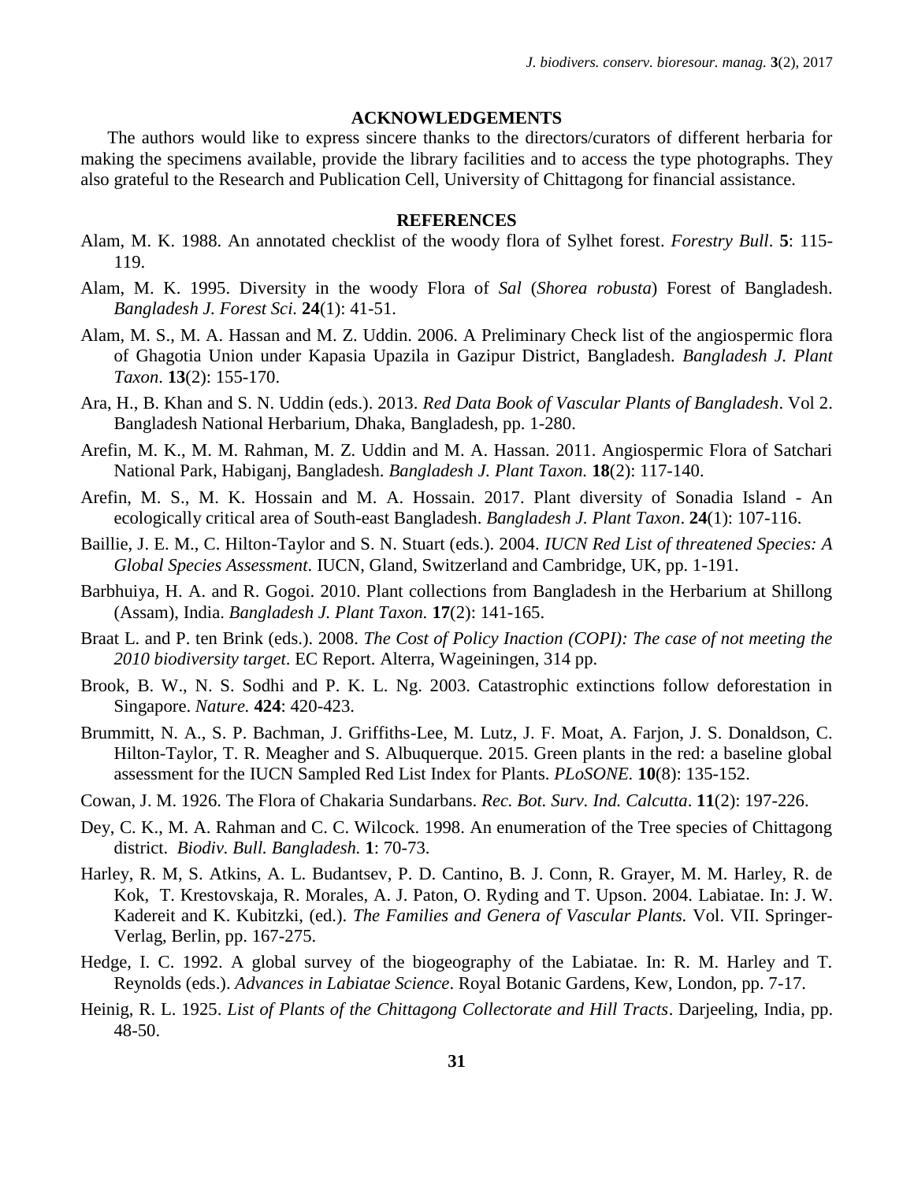## ACKNOWLEDGEMENTS

The authors would like to express sincere thanks to the directors/curators of different herbaria for making the specimens available, provide the library facilities and to access the type photographs. They also grateful to the Research and Publication Cell, University of Chittagong for financial assistance.

## REFERENCES

Alam, M. K. 1988. An annotated checklist of the woody flora of Sylhet forest. *Forestry Bull*. **5**: 115-119.

Alam, M. K. 1995. Diversity in the woody Flora of *Sal* (*Shorea robusta*) Forest of Bangladesh. *Bangladesh J. Forest Sci.* **24**(1): 41-51.

Alam, M. S., M. A. Hassan and M. Z. Uddin. 2006. A Preliminary Check list of the angiospermic flora of Ghagotia Union under Kapasia Upazila in Gazipur District, Bangladesh. *Bangladesh J. Plant Taxon*. **13**(2): 155-170.

Ara, H., B. Khan and S. N. Uddin (eds.). 2013. *Red Data Book of Vascular Plants of Bangladesh*. Vol 2. Bangladesh National Herbarium, Dhaka, Bangladesh, pp. 1-280.

Arefin, M. K., M. M. Rahman, M. Z. Uddin and M. A. Hassan. 2011. Angiospermic Flora of Satchari National Park, Habiganj, Bangladesh. *Bangladesh J. Plant Taxon.* **18**(2): 117-140.

Arefin, M. S., M. K. Hossain and M. A. Hossain. 2017. Plant diversity of Sonadia Island - An ecologically critical area of South-east Bangladesh. *Bangladesh J. Plant Taxon*. **24**(1): 107-116.

Baillie, J. E. M., C. Hilton-Taylor and S. N. Stuart (eds.). 2004. *IUCN Red List of threatened Species: A Global Species Assessment*. IUCN, Gland, Switzerland and Cambridge, UK, pp. 1-191.

Barbhuiya, H. A. and R. Gogoi. 2010. Plant collections from Bangladesh in the Herbarium at Shillong (Assam), India. *Bangladesh J. Plant Taxon.* **17**(2): 141-165.

Braat L. and P. ten Brink (eds.). 2008. *The Cost of Policy Inaction (COPI): The case of not meeting the 2010 biodiversity target*. EC Report. Alterra, Wageiningen, 314 pp.

Brook, B. W., N. S. Sodhi and P. K. L. Ng. 2003. Catastrophic extinctions follow deforestation in Singapore. *Nature.* **424**: 420-423.

Brummitt, N. A., S. P. Bachman, J. Griffiths-Lee, M. Lutz, J. F. Moat, A. Farjon, J. S. Donaldson, C. Hilton-Taylor, T. R. Meagher and S. Albuquerque. 2015. Green plants in the red: a baseline global assessment for the IUCN Sampled Red List Index for Plants. *PLoSONE.* **10**(8): 135-152.

Cowan, J. M. 1926. The Flora of Chakaria Sundarbans. *Rec. Bot. Surv. Ind. Calcutta*. **11**(2): 197-226.

Dey, C. K., M. A. Rahman and C. C. Wilcock. 1998. An enumeration of the Tree species of Chittagong district. *Biodiv. Bull. Bangladesh.* **1**: 70-73.

Harley, R. M, S. Atkins, A. L. Budantsev, P. D. Cantino, B. J. Conn, R. Grayer, M. M. Harley, R. de Kok, T. Krestovskaja, R. Morales, A. J. Paton, O. Ryding and T. Upson. 2004. Labiatae. In: J. W. Kadereit and K. Kubitzki, (ed.). *The Families and Genera of Vascular Plants.* Vol. VII. Springer-Verlag, Berlin, pp. 167-275.

Hedge, I. C. 1992. A global survey of the biogeography of the Labiatae. In: R. M. Harley and T. Reynolds (eds.). *Advances in Labiatae Science*. Royal Botanic Gardens, Kew, London, pp. 7-17.

Heinig, R. L. 1925. *List of Plants of the Chittagong Collectorate and Hill Tracts*. Darjeeling, India, pp. 48-50.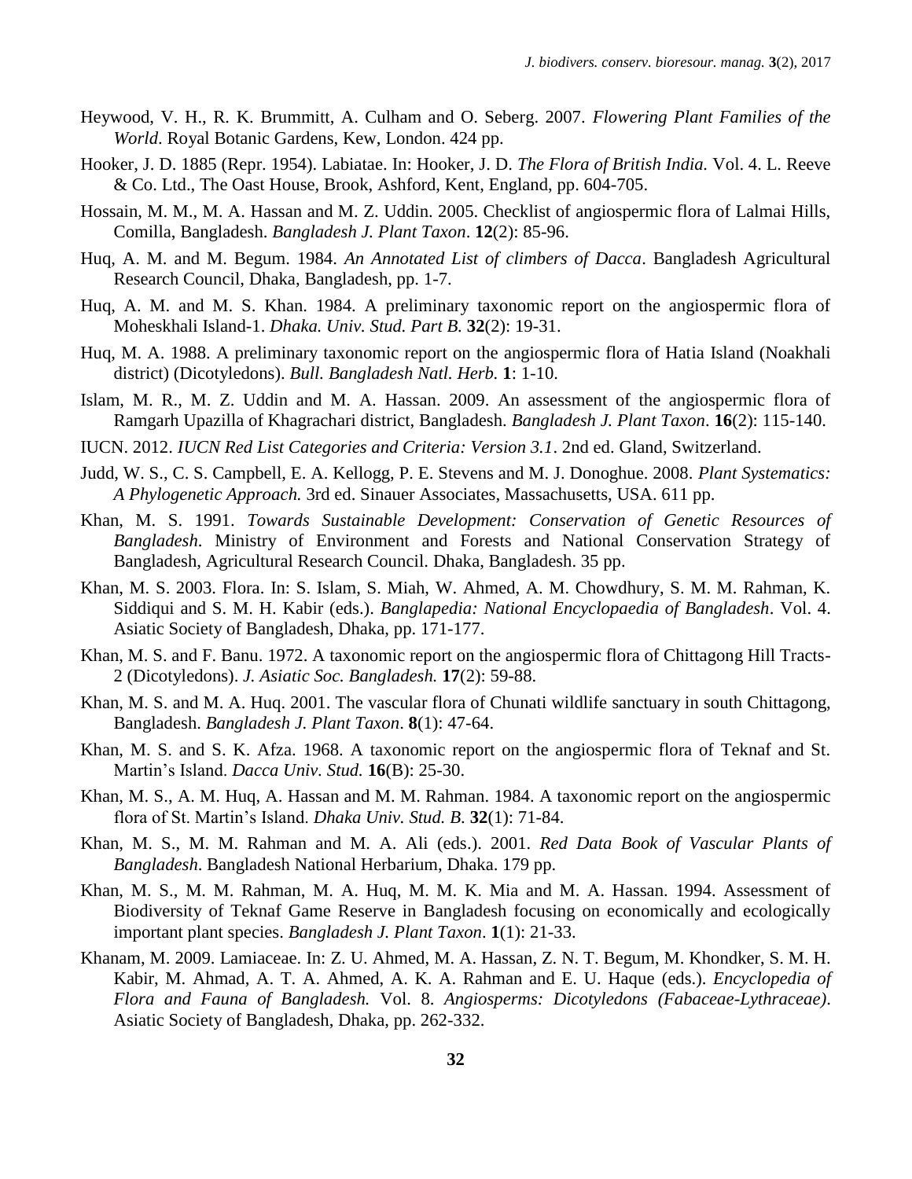Heywood, V. H., R. K. Brummitt, A. Culham and O. Seberg. 2007. *Flowering Plant Families of the World*. Royal Botanic Gardens, Kew, London. 424 pp.

Hooker, J. D. 1885 (Repr. 1954). Labiatae. In: Hooker, J. D. *The Flora of British India.* Vol. 4. L. Reeve & Co. Ltd., The Oast House, Brook, Ashford, Kent, England, pp. 604-705.

Hossain, M. M., M. A. Hassan and M. Z. Uddin. 2005. Checklist of angiospermic flora of Lalmai Hills, Comilla, Bangladesh. *Bangladesh J. Plant Taxon*. **12**(2): 85-96.

Huq, A. M. and M. Begum. 1984. *An Annotated List of climbers of Dacca*. Bangladesh Agricultural Research Council, Dhaka, Bangladesh, pp. 1-7.

Huq, A. M. and M. S. Khan. 1984. A preliminary taxonomic report on the angiospermic flora of Moheskhali Island-1. *Dhaka. Univ. Stud. Part B.* **32**(2): 19-31.

Huq, M. A. 1988. A preliminary taxonomic report on the angiospermic flora of Hatia Island (Noakhali district) (Dicotyledons). *Bull. Bangladesh Natl. Herb.* **1**: 1-10.

Islam, M. R., M. Z. Uddin and M. A. Hassan. 2009. An assessment of the angiospermic flora of Ramgarh Upazilla of Khagrachari district, Bangladesh. *Bangladesh J. Plant Taxon*. **16**(2): 115-140.

IUCN. 2012. *IUCN Red List Categories and Criteria: Version 3.1*. 2nd ed. Gland, Switzerland.

Judd, W. S., C. S. Campbell, E. A. Kellogg, P. E. Stevens and M. J. Donoghue. 2008. *Plant Systematics: A Phylogenetic Approach.* 3rd ed. Sinauer Associates, Massachusetts, USA. 611 pp.

Khan, M. S. 1991. *Towards Sustainable Development: Conservation of Genetic Resources of Bangladesh*. Ministry of Environment and Forests and National Conservation Strategy of Bangladesh, Agricultural Research Council. Dhaka, Bangladesh. 35 pp.

Khan, M. S. 2003. Flora. In: S. Islam, S. Miah, W. Ahmed, A. M. Chowdhury, S. M. M. Rahman, K. Siddiqui and S. M. H. Kabir (eds.). *Banglapedia: National Encyclopaedia of Bangladesh*. Vol. 4. Asiatic Society of Bangladesh, Dhaka, pp. 171-177.

Khan, M. S. and F. Banu. 1972. A taxonomic report on the angiospermic flora of Chittagong Hill Tracts-2 (Dicotyledons). *J. Asiatic Soc. Bangladesh.* **17**(2): 59-88.

Khan, M. S. and M. A. Huq. 2001. The vascular flora of Chunati wildlife sanctuary in south Chittagong, Bangladesh. *Bangladesh J. Plant Taxon*. **8**(1): 47-64.

Khan, M. S. and S. K. Afza. 1968. A taxonomic report on the angiospermic flora of Teknaf and St. Martin's Island. *Dacca Univ. Stud.* **16**(B): 25-30.

Khan, M. S., A. M. Huq, A. Hassan and M. M. Rahman. 1984. A taxonomic report on the angiospermic flora of St. Martin's Island. *Dhaka Univ. Stud. B*. **32**(1): 71-84.

Khan, M. S., M. M. Rahman and M. A. Ali (eds.). 2001. *Red Data Book of Vascular Plants of Bangladesh*. Bangladesh National Herbarium, Dhaka. 179 pp.

Khan, M. S., M. M. Rahman, M. A. Huq, M. M. K. Mia and M. A. Hassan. 1994. Assessment of Biodiversity of Teknaf Game Reserve in Bangladesh focusing on economically and ecologically important plant species. *Bangladesh J. Plant Taxon*. **1**(1): 21-33.

Khanam, M. 2009. Lamiaceae. In: Z. U. Ahmed, M. A. Hassan, Z. N. T. Begum, M. Khondker, S. M. H. Kabir, M. Ahmad, A. T. A. Ahmed, A. K. A. Rahman and E. U. Haque (eds.). *Encyclopedia of Flora and Fauna of Bangladesh.* Vol. 8. *Angiosperms: Dicotyledons (Fabaceae-Lythraceae)*. Asiatic Society of Bangladesh, Dhaka, pp. 262-332.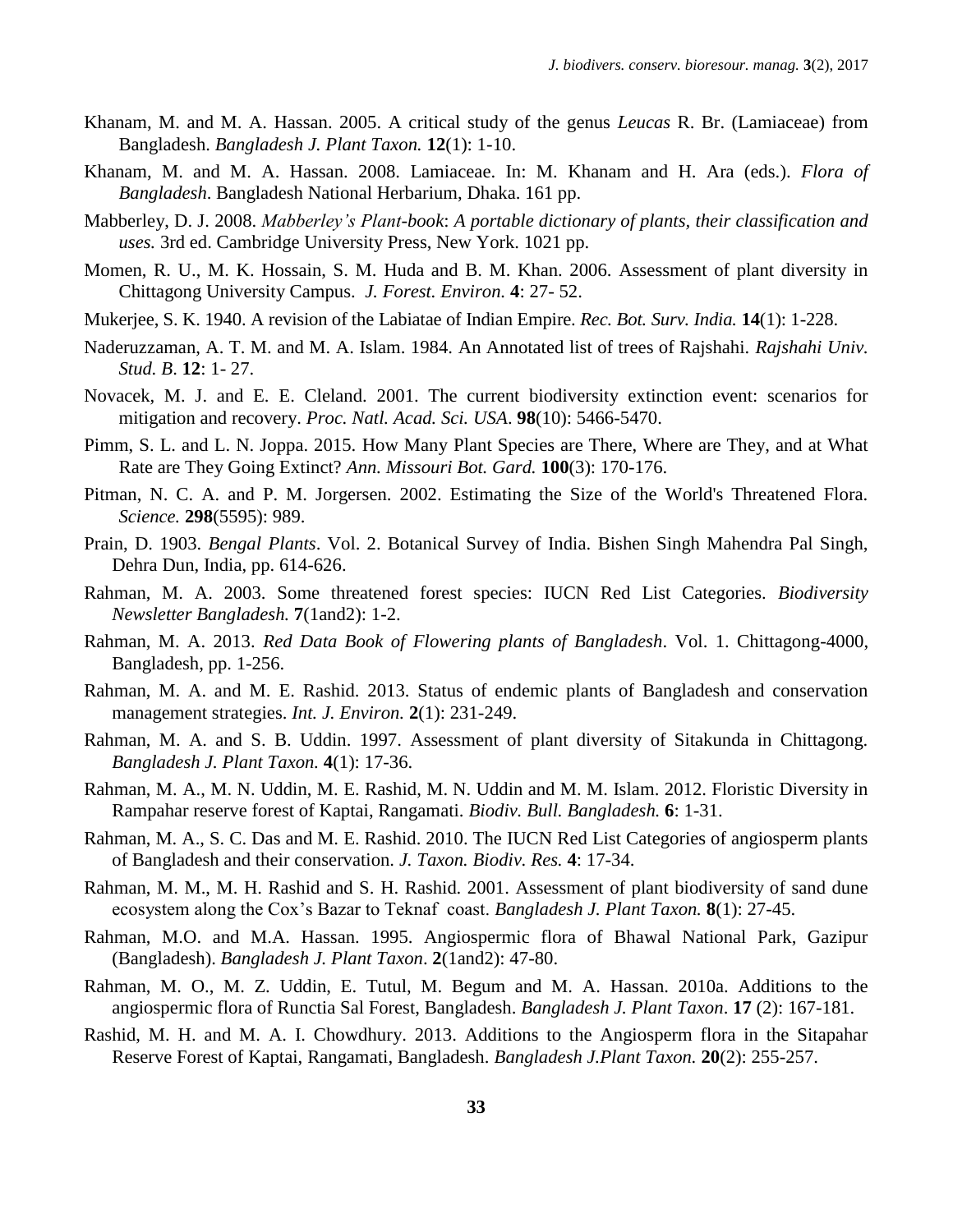Khanam, M. and M. A. Hassan. 2005. A critical study of the genus *Leucas* R. Br. (Lamiaceae) from Bangladesh. *Bangladesh J. Plant Taxon.* **12**(1): 1-10.

Khanam, M. and M. A. Hassan. 2008. Lamiaceae. In: M. Khanam and H. Ara (eds.). *Flora of Bangladesh*. Bangladesh National Herbarium, Dhaka. 161 pp.

Mabberley, D. J. 2008. *Mabberley's Plant-book*: *A portable dictionary of plants, their classification and uses.* 3rd ed. Cambridge University Press, New York. 1021 pp.

Momen, R. U., M. K. Hossain, S. M. Huda and B. M. Khan. 2006. Assessment of plant diversity in Chittagong University Campus. *J. Forest. Environ.* **4**: 27- 52.

Mukerjee, S. K. 1940. A revision of the Labiatae of Indian Empire. *Rec. Bot. Surv. India.* **14**(1): 1-228.

Naderuzzaman, A. T. M. and M. A. Islam. 1984. An Annotated list of trees of Rajshahi. *Rajshahi Univ. Stud. B*. **12**: 1- 27.

Novacek, M. J. and E. E. Cleland. 2001. The current biodiversity extinction event: scenarios for mitigation and recovery. *Proc. Natl. Acad. Sci. USA*. **98**(10): 5466-5470.

Pimm, S. L. and L. N. Joppa. 2015. How Many Plant Species are There, Where are They, and at What Rate are They Going Extinct? *Ann. Missouri Bot. Gard.* **100**(3): 170-176.

Pitman, N. C. A. and P. M. Jorgersen. 2002. Estimating the Size of the World's Threatened Flora. *Science.* **298**(5595): 989.

Prain, D. 1903. *Bengal Plants*. Vol. 2. Botanical Survey of India. Bishen Singh Mahendra Pal Singh, Dehra Dun, India, pp. 614-626.

Rahman, M. A. 2003. Some threatened forest species: IUCN Red List Categories. *Biodiversity Newsletter Bangladesh.* **7**(1and2): 1-2.

Rahman, M. A. 2013. *Red Data Book of Flowering plants of Bangladesh*. Vol. 1. Chittagong-4000, Bangladesh, pp. 1-256.

Rahman, M. A. and M. E. Rashid. 2013. Status of endemic plants of Bangladesh and conservation management strategies. *Int. J. Environ.* **2**(1): 231-249.

Rahman, M. A. and S. B. Uddin. 1997. Assessment of plant diversity of Sitakunda in Chittagong. *Bangladesh J. Plant Taxon.* **4**(1): 17-36.

Rahman, M. A., M. N. Uddin, M. E. Rashid, M. N. Uddin and M. M. Islam. 2012. Floristic Diversity in Rampahar reserve forest of Kaptai, Rangamati. *Biodiv. Bull. Bangladesh.* **6**: 1-31.

Rahman, M. A., S. C. Das and M. E. Rashid. 2010. The IUCN Red List Categories of angiosperm plants of Bangladesh and their conservation. *J. Taxon. Biodiv. Res.* **4**: 17-34.

Rahman, M. M., M. H. Rashid and S. H. Rashid. 2001. Assessment of plant biodiversity of sand dune ecosystem along the Cox's Bazar to Teknaf coast. *Bangladesh J. Plant Taxon.* **8**(1): 27-45.

Rahman, M.O. and M.A. Hassan. 1995. Angiospermic flora of Bhawal National Park, Gazipur (Bangladesh). *Bangladesh J. Plant Taxon*. **2**(1and2): 47-80.

Rahman, M. O., M. Z. Uddin, E. Tutul, M. Begum and M. A. Hassan. 2010a. Additions to the angiospermic flora of Runctia Sal Forest, Bangladesh. *Bangladesh J. Plant Taxon*. **17** (2): 167-181.

Rashid, M. H. and M. A. I. Chowdhury. 2013. Additions to the Angiosperm flora in the Sitapahar Reserve Forest of Kaptai, Rangamati, Bangladesh. *Bangladesh J.Plant Taxon.* **20**(2): 255-257.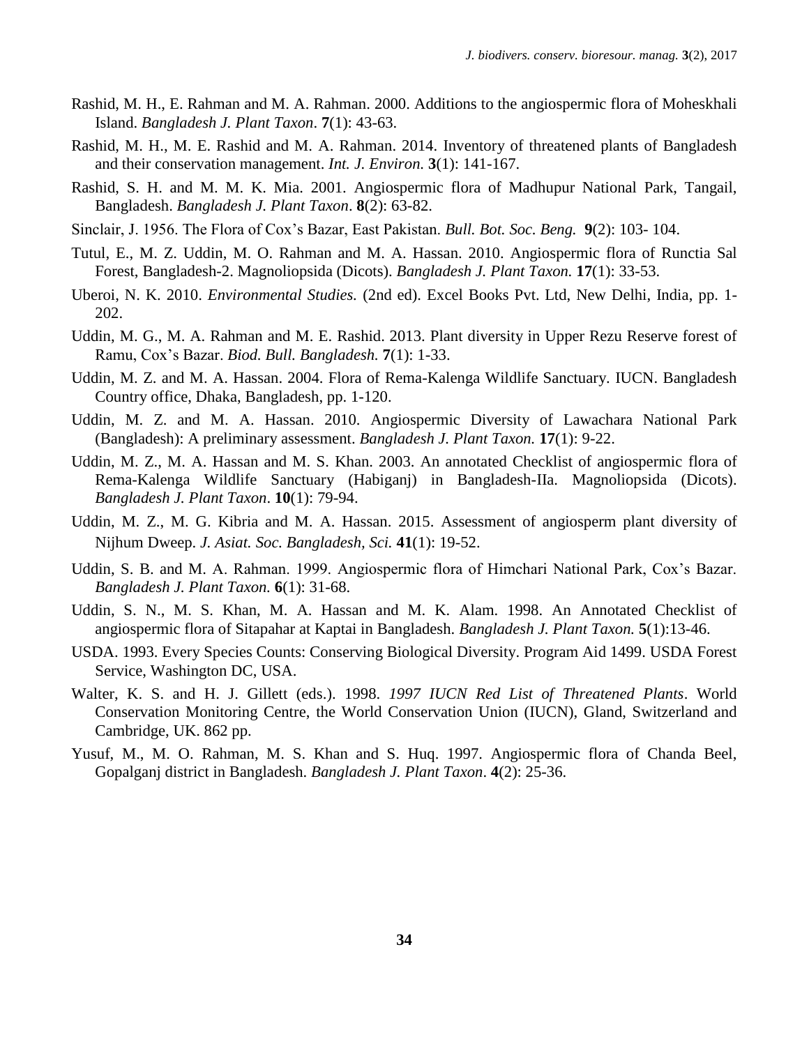Rashid, M. H., E. Rahman and M. A. Rahman. 2000. Additions to the angiospermic flora of Moheskhali Island. *Bangladesh J. Plant Taxon*. **7**(1): 43-63.

Rashid, M. H., M. E. Rashid and M. A. Rahman. 2014. Inventory of threatened plants of Bangladesh and their conservation management. *Int. J. Environ.* **3**(1): 141-167.

Rashid, S. H. and M. M. K. Mia. 2001. Angiospermic flora of Madhupur National Park, Tangail, Bangladesh. *Bangladesh J. Plant Taxon*. **8**(2): 63-82.

Sinclair, J. 1956. The Flora of Cox's Bazar, East Pakistan. *Bull. Bot. Soc. Beng.* **9**(2): 103- 104.

Tutul, E., M. Z. Uddin, M. O. Rahman and M. A. Hassan. 2010. Angiospermic flora of Runctia Sal Forest, Bangladesh-2. Magnoliopsida (Dicots). *Bangladesh J. Plant Taxon.* **17**(1): 33-53.

Uberoi, N. K. 2010. *Environmental Studies.* (2nd ed). Excel Books Pvt. Ltd, New Delhi, India, pp. 1-202.

Uddin, M. G., M. A. Rahman and M. E. Rashid. 2013. Plant diversity in Upper Rezu Reserve forest of Ramu, Cox's Bazar. *Biod. Bull. Bangladesh.* **7**(1): 1-33.

Uddin, M. Z. and M. A. Hassan. 2004. Flora of Rema-Kalenga Wildlife Sanctuary. IUCN. Bangladesh Country office, Dhaka, Bangladesh, pp. 1-120.

Uddin, M. Z. and M. A. Hassan. 2010. Angiospermic Diversity of Lawachara National Park (Bangladesh): A preliminary assessment. *Bangladesh J. Plant Taxon.* **17**(1): 9-22.

Uddin, M. Z., M. A. Hassan and M. S. Khan. 2003. An annotated Checklist of angiospermic flora of Rema-Kalenga Wildlife Sanctuary (Habiganj) in Bangladesh-IIa. Magnoliopsida (Dicots). *Bangladesh J. Plant Taxon*. **10**(1): 79-94.

Uddin, M. Z., M. G. Kibria and M. A. Hassan. 2015. Assessment of angiosperm plant diversity of Nijhum Dweep. *J. Asiat. Soc. Bangladesh, Sci.* **41**(1): 19-52.

Uddin, S. B. and M. A. Rahman. 1999. Angiospermic flora of Himchari National Park, Cox's Bazar. *Bangladesh J. Plant Taxon.* **6**(1): 31-68.

Uddin, S. N., M. S. Khan, M. A. Hassan and M. K. Alam. 1998. An Annotated Checklist of angiospermic flora of Sitapahar at Kaptai in Bangladesh. *Bangladesh J. Plant Taxon.* **5**(1):13-46.

USDA. 1993. Every Species Counts: Conserving Biological Diversity. Program Aid 1499. USDA Forest Service, Washington DC, USA.

Walter, K. S. and H. J. Gillett (eds.). 1998. *1997 IUCN Red List of Threatened Plants*. World Conservation Monitoring Centre, the World Conservation Union (IUCN), Gland, Switzerland and Cambridge, UK. 862 pp.

Yusuf, M., M. O. Rahman, M. S. Khan and S. Huq. 1997. Angiospermic flora of Chanda Beel, Gopalganj district in Bangladesh. *Bangladesh J. Plant Taxon*. **4**(2): 25-36.